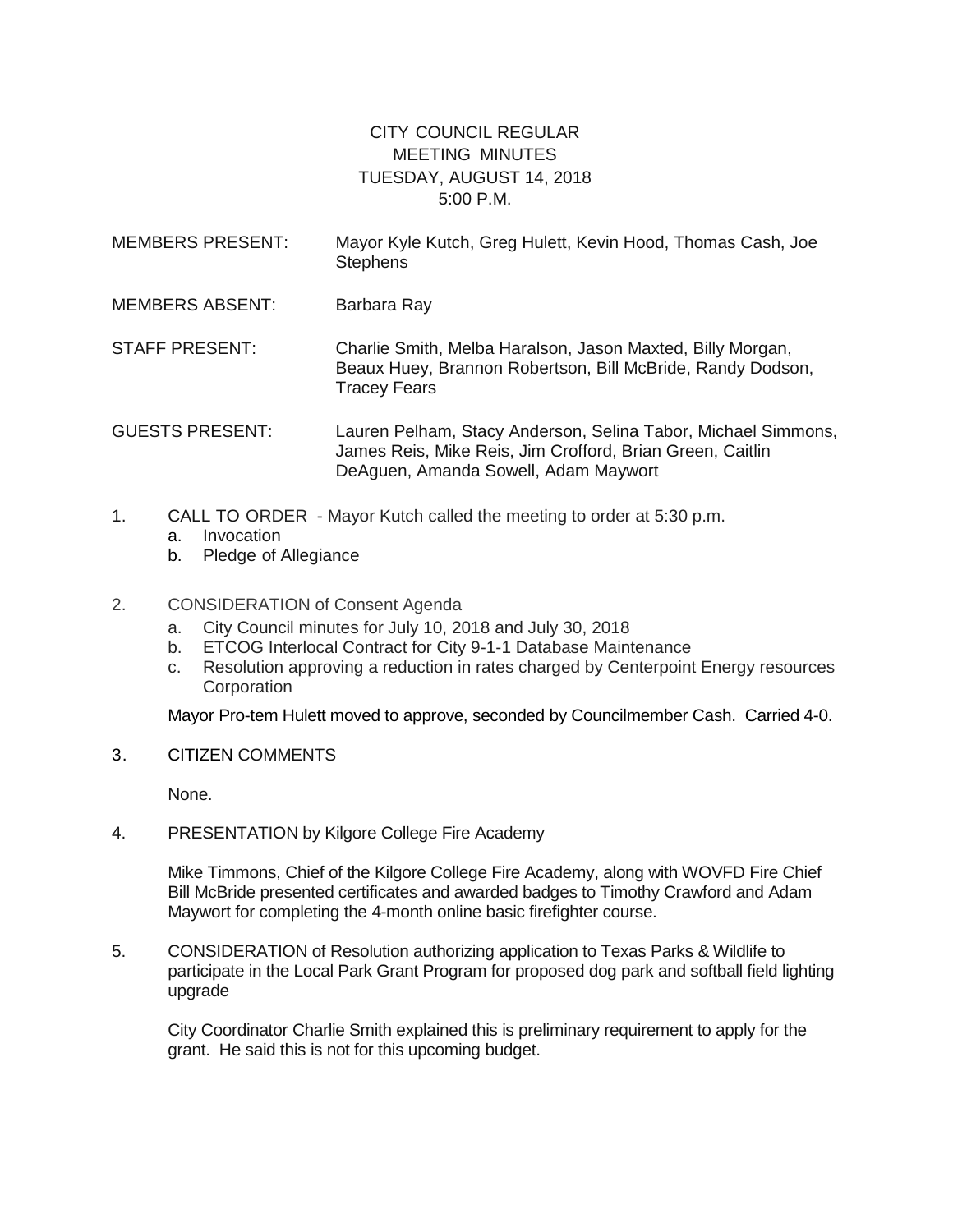# CITY COUNCIL REGULAR MEETING MINUTES
## TUESDAY, AUGUST 14, 2018
## 5:00 P.M.

MEMBERS PRESENT: Mayor Kyle Kutch, Greg Hulett, Kevin Hood, Thomas Cash, Joe Stephens

MEMBERS ABSENT: Barbara Ray

STAFF PRESENT: Charlie Smith, Melba Haralson, Jason Maxted, Billy Morgan, Beaux Huey, Brannon Robertson, Bill McBride, Randy Dodson, Tracey Fears

GUESTS PRESENT: Lauren Pelham, Stacy Anderson, Selina Tabor, Michael Simmons, James Reis, Mike Reis, Jim Crofford, Brian Green, Caitlin DeAguen, Amanda Sowell, Adam Maywort

1. CALL TO ORDER - Mayor Kutch called the meeting to order at 5:30 p.m.
   a. Invocation
   b. Pledge of Allegiance

2. CONSIDERATION of Consent Agenda
   a. City Council minutes for July 10, 2018 and July 30, 2018
   b. ETCOG Interlocal Contract for City 9-1-1 Database Maintenance
   c. Resolution approving a reduction in rates charged by Centerpoint Energy resources Corporation

   Mayor Pro-tem Hulett moved to approve, seconded by Councilmember Cash. Carried 4-0.

3. CITIZEN COMMENTS

   None.

4. PRESENTATION by Kilgore College Fire Academy

   Mike Timmons, Chief of the Kilgore College Fire Academy, along with WOVFD Fire Chief Bill McBride presented certificates and awarded badges to Timothy Crawford and Adam Maywort for completing the 4-month online basic firefighter course.

5. CONSIDERATION of Resolution authorizing application to Texas Parks & Wildlife to participate in the Local Park Grant Program for proposed dog park and softball field lighting upgrade

   City Coordinator Charlie Smith explained this is preliminary requirement to apply for the grant. He said this is not for this upcoming budget.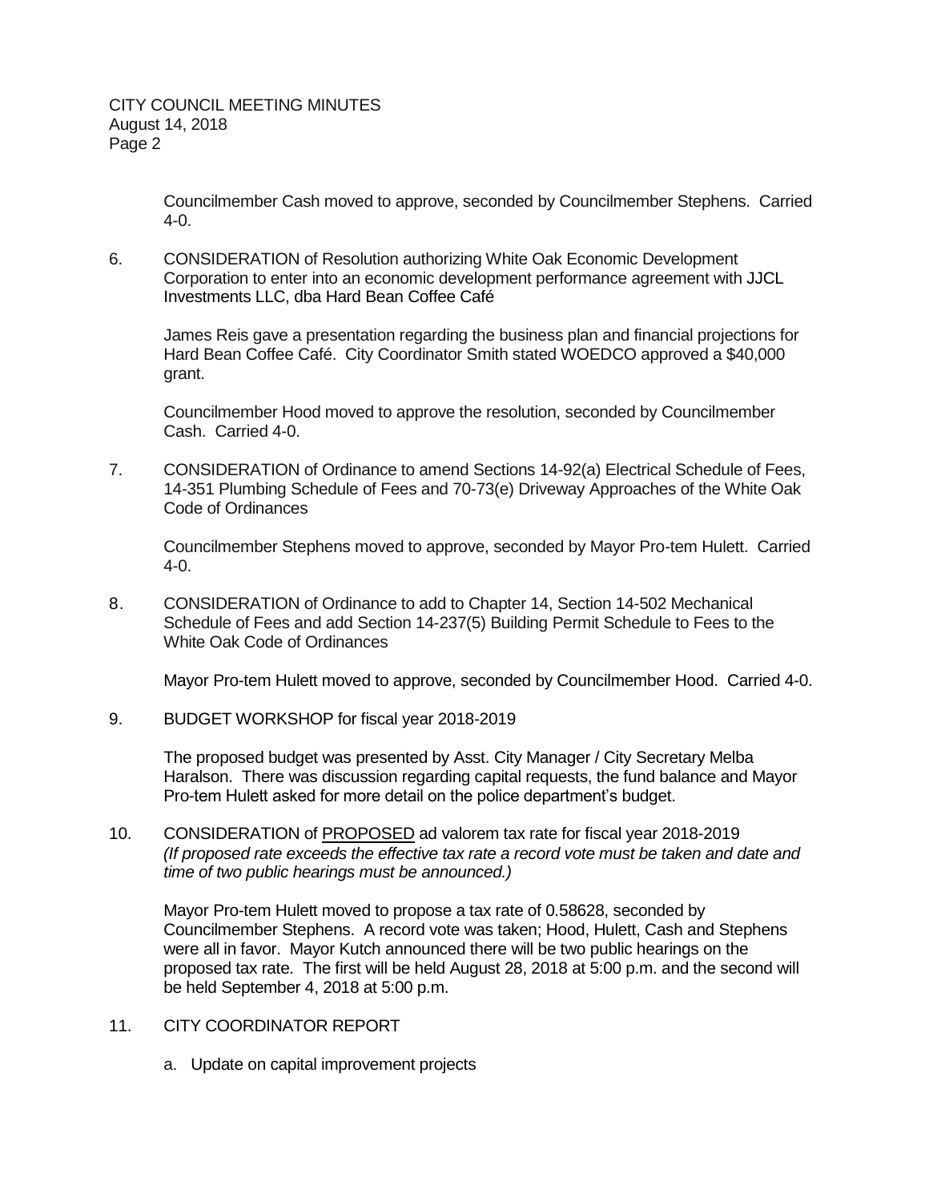Councilmember Cash moved to approve, seconded by Councilmember Stephens. Carried 4-0.

6. CONSIDERATION of Resolution authorizing White Oak Economic Development Corporation to enter into an economic development performance agreement with JJCL Investments LLC, dba Hard Bean Coffee Café

   James Reis gave a presentation regarding the business plan and financial projections for Hard Bean Coffee Café. City Coordinator Smith stated WOEDCO approved a $40,000 grant.

   Councilmember Hood moved to approve the resolution, seconded by Councilmember Cash. Carried 4-0.

7. CONSIDERATION of Ordinance to amend Sections 14-92(a) Electrical Schedule of Fees, 14-351 Plumbing Schedule of Fees and 70-73(e) Driveway Approaches of the White Oak Code of Ordinances

   Councilmember Stephens moved to approve, seconded by Mayor Pro-tem Hulett. Carried 4-0.

8. CONSIDERATION of Ordinance to add to Chapter 14, Section 14-502 Mechanical Schedule of Fees and add Section 14-237(5) Building Permit Schedule to Fees to the White Oak Code of Ordinances

   Mayor Pro-tem Hulett moved to approve, seconded by Councilmember Hood. Carried 4-0.

9. BUDGET WORKSHOP for fiscal year 2018-2019

   The proposed budget was presented by Asst. City Manager / City Secretary Melba Haralson. There was discussion regarding capital requests, the fund balance and Mayor Pro-tem Hulett asked for more detail on the police department's budget.

10. CONSIDERATION of PROPOSED ad valorem tax rate for fiscal year 2018-2019 *(If proposed rate exceeds the effective tax rate a record vote must be taken and date and time of two public hearings must be announced.)*

    Mayor Pro-tem Hulett moved to propose a tax rate of 0.58628, seconded by Councilmember Stephens. A record vote was taken; Hood, Hulett, Cash and Stephens were all in favor. Mayor Kutch announced there will be two public hearings on the proposed tax rate. The first will be held August 28, 2018 at 5:00 p.m. and the second will be held September 4, 2018 at 5:00 p.m.

11. CITY COORDINATOR REPORT

    a. Update on capital improvement projects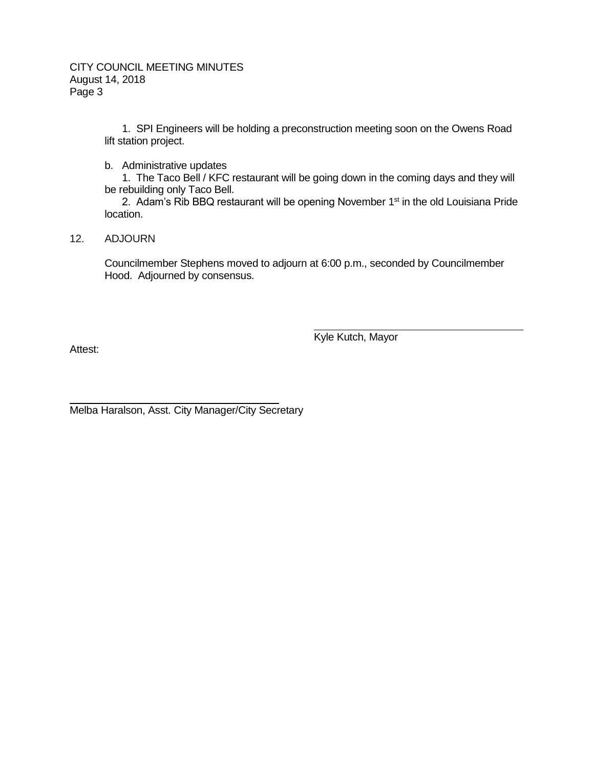1. SPI Engineers will be holding a preconstruction meeting soon on the Owens Road lift station project.

b. Administrative updates

1. The Taco Bell / KFC restaurant will be going down in the coming days and they will be rebuilding only Taco Bell.

2. Adam's Rib BBQ restaurant will be opening November 1st in the old Louisiana Pride location.

12. ADJOURN

Councilmember Stephens moved to adjourn at 6:00 p.m., seconded by Councilmember Hood. Adjourned by consensus.

\_\_\_\_\_\_\_\_\_\_\_\_\_\_\_\_\_\_\_\_\_\_\_\_\_\_\_\_\_\_\_\_\_\_\_\_\_\_\_\_

Kyle Kutch, Mayor

Attest:

\_\_\_\_\_\_\_\_\_\_\_\_\_\_\_\_\_\_\_\_\_\_\_\_\_\_\_\_\_\_\_\_\_\_\_\_\_\_\_\_

Melba Haralson, Asst. City Manager/City Secretary